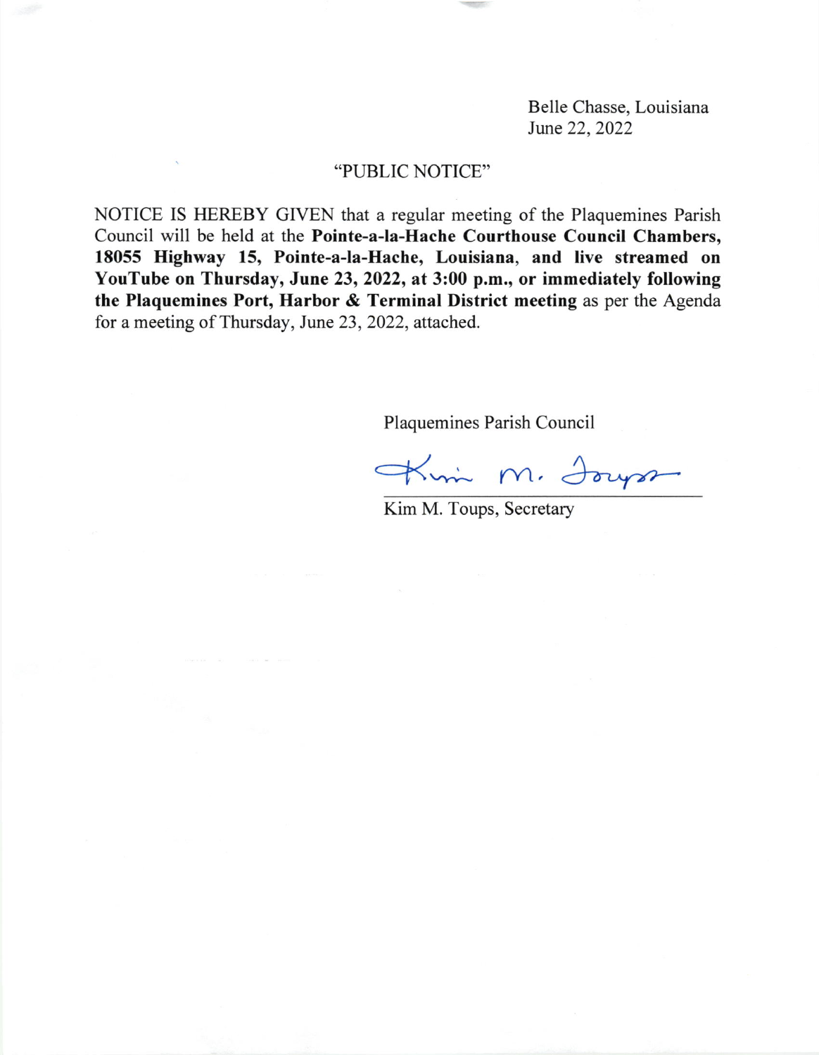Belle Chasse, Louisiana
June 22, 2022

"PUBLIC NOTICE"

NOTICE IS HEREBY GIVEN that a regular meeting of the Plaquemines Parish Council will be held at the **Pointe-a-la-Hache Courthouse Council Chambers, 18055 Highway 15, Pointe-a-la-Hache, Louisiana**, **and live streamed on YouTube on Thursday, June 23, 2022, at 3:00 p.m., or immediately following the Plaquemines Port, Harbor & Terminal District meeting** as per the Agenda for a meeting of Thursday, June 23, 2022, attached.

Plaquemines Parish Council

Kim M. Toups

Kim M. Toups, Secretary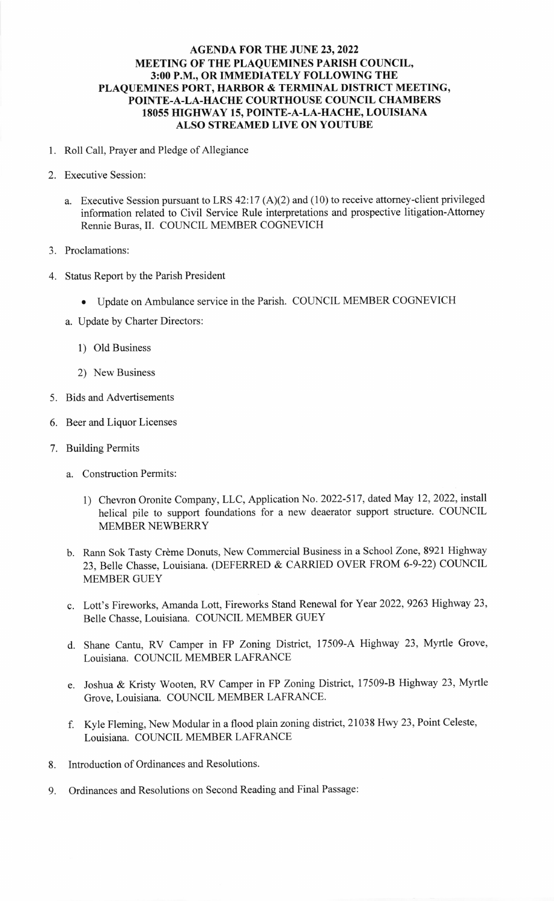# AGENDA FOR THE JUNE 23, 2022 MEETING OF THE PLAQUEMINES PARISH COUNCIL, 3:00 P.M., OR IMMEDIATELY FOLLOWING THE PLAQUEMINES PORT, HARBOR & TERMINAL DISTRICT MEETING, POINTE-A-LA-HACHE COURTHOUSE COUNCIL CHAMBERS 18055 HIGHWAY 15, POINTE-A-LA-HACHE, LOUISIANA ALSO STREAMED LIVE ON YOUTUBE

1. Roll Call, Prayer and Pledge of Allegiance

2. Executive Session:

   a. Executive Session pursuant to LRS 42:17 (A)(2) and (10) to receive attorney-client privileged information related to Civil Service Rule interpretations and prospective litigation-Attorney Rennie Buras, II. COUNCIL MEMBER COGNEVICH

3. Proclamations:

4. Status Report by the Parish President

   - Update on Ambulance service in the Parish. COUNCIL MEMBER COGNEVICH

   a. Update by Charter Directors:

      1) Old Business

      2) New Business

5. Bids and Advertisements

6. Beer and Liquor Licenses

7. Building Permits

   a. Construction Permits:

      1) Chevron Oronite Company, LLC, Application No. 2022-517, dated May 12, 2022, install helical pile to support foundations for a new deaerator support structure. COUNCIL MEMBER NEWBERRY

   b. Rann Sok Tasty Crème Donuts, New Commercial Business in a School Zone, 8921 Highway 23, Belle Chasse, Louisiana. (DEFERRED & CARRIED OVER FROM 6-9-22) COUNCIL MEMBER GUEY

   c. Lott's Fireworks, Amanda Lott, Fireworks Stand Renewal for Year 2022, 9263 Highway 23, Belle Chasse, Louisiana. COUNCIL MEMBER GUEY

   d. Shane Cantu, RV Camper in FP Zoning District, 17509-A Highway 23, Myrtle Grove, Louisiana. COUNCIL MEMBER LAFRANCE

   e. Joshua & Kristy Wooten, RV Camper in FP Zoning District, 17509-B Highway 23, Myrtle Grove, Louisiana. COUNCIL MEMBER LAFRANCE.

   f. Kyle Fleming, New Modular in a flood plain zoning district, 21038 Hwy 23, Point Celeste, Louisiana. COUNCIL MEMBER LAFRANCE

8. Introduction of Ordinances and Resolutions.

9. Ordinances and Resolutions on Second Reading and Final Passage: